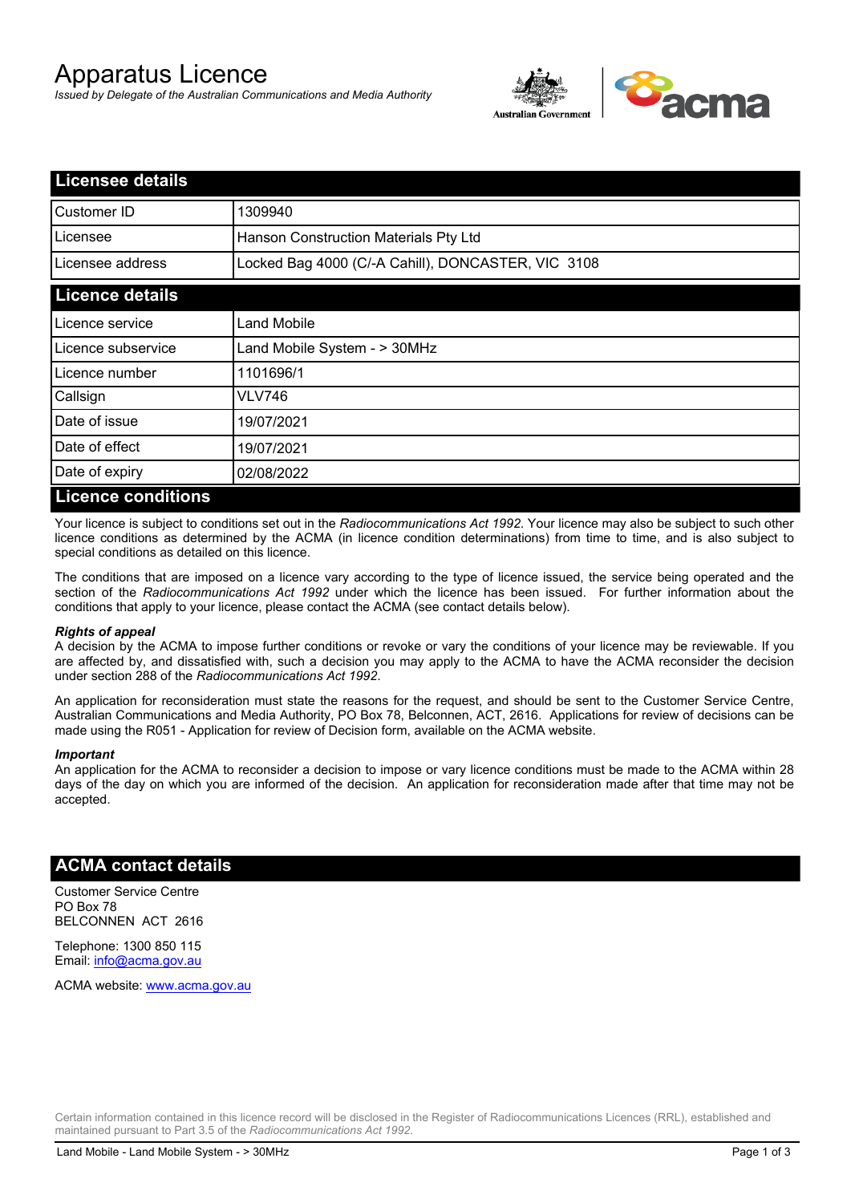# Apparatus Licence

*Issued by Delegate of the Australian Communications and Media Authority*

## Licensee details

| | |
|---|---|
| Customer ID | 1309940 |
| Licensee | Hanson Construction Materials Pty Ltd |
| Licensee address | Locked Bag 4000 (C/-A Cahill), DONCASTER, VIC 3108 |

## Licence details

| | |
|---|---|
| Licence service | Land Mobile |
| Licence subservice | Land Mobile System - > 30MHz |
| Licence number | 1101696/1 |
| Callsign | VLV746 |
| Date of issue | 19/07/2021 |
| Date of effect | 19/07/2021 |
| Date of expiry | 02/08/2022 |

## Licence conditions

Your licence is subject to conditions set out in the *Radiocommunications Act 1992*. Your licence may also be subject to such other licence conditions as determined by the ACMA (in licence condition determinations) from time to time, and is also subject to special conditions as detailed on this licence.

The conditions that are imposed on a licence vary according to the type of licence issued, the service being operated and the section of the *Radiocommunications Act 1992* under which the licence has been issued. For further information about the conditions that apply to your licence, please contact the ACMA (see contact details below).

***Rights of appeal***

A decision by the ACMA to impose further conditions or revoke or vary the conditions of your licence may be reviewable. If you are affected by, and dissatisfied with, such a decision you may apply to the ACMA to have the ACMA reconsider the decision under section 288 of the *Radiocommunications Act 1992*.

An application for reconsideration must state the reasons for the request, and should be sent to the Customer Service Centre, Australian Communications and Media Authority, PO Box 78, Belconnen, ACT, 2616. Applications for review of decisions can be made using the R051 - Application for review of Decision form, available on the ACMA website.

***Important***

An application for the ACMA to reconsider a decision to impose or vary licence conditions must be made to the ACMA within 28 days of the day on which you are informed of the decision. An application for reconsideration made after that time may not be accepted.

## ACMA contact details

Customer Service Centre
PO Box 78
BELCONNEN ACT 2616

Telephone: 1300 850 115
Email: info@acma.gov.au

ACMA website: www.acma.gov.au

Certain information contained in this licence record will be disclosed in the Register of Radiocommunications Licences (RRL), established and maintained pursuant to Part 3.5 of the *Radiocommunications Act 1992.*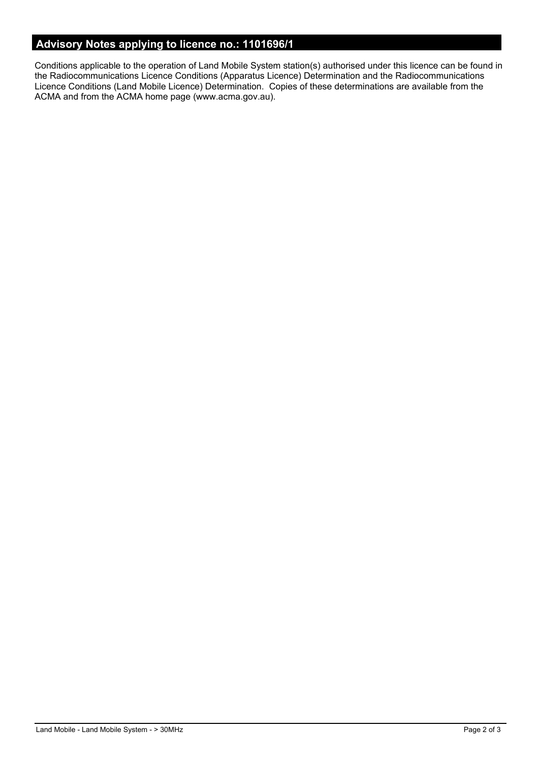## Advisory Notes applying to licence no.: 1101696/1

Conditions applicable to the operation of Land Mobile System station(s) authorised under this licence can be found in the Radiocommunications Licence Conditions (Apparatus Licence) Determination and the Radiocommunications Licence Conditions (Land Mobile Licence) Determination. Copies of these determinations are available from the ACMA and from the ACMA home page (www.acma.gov.au).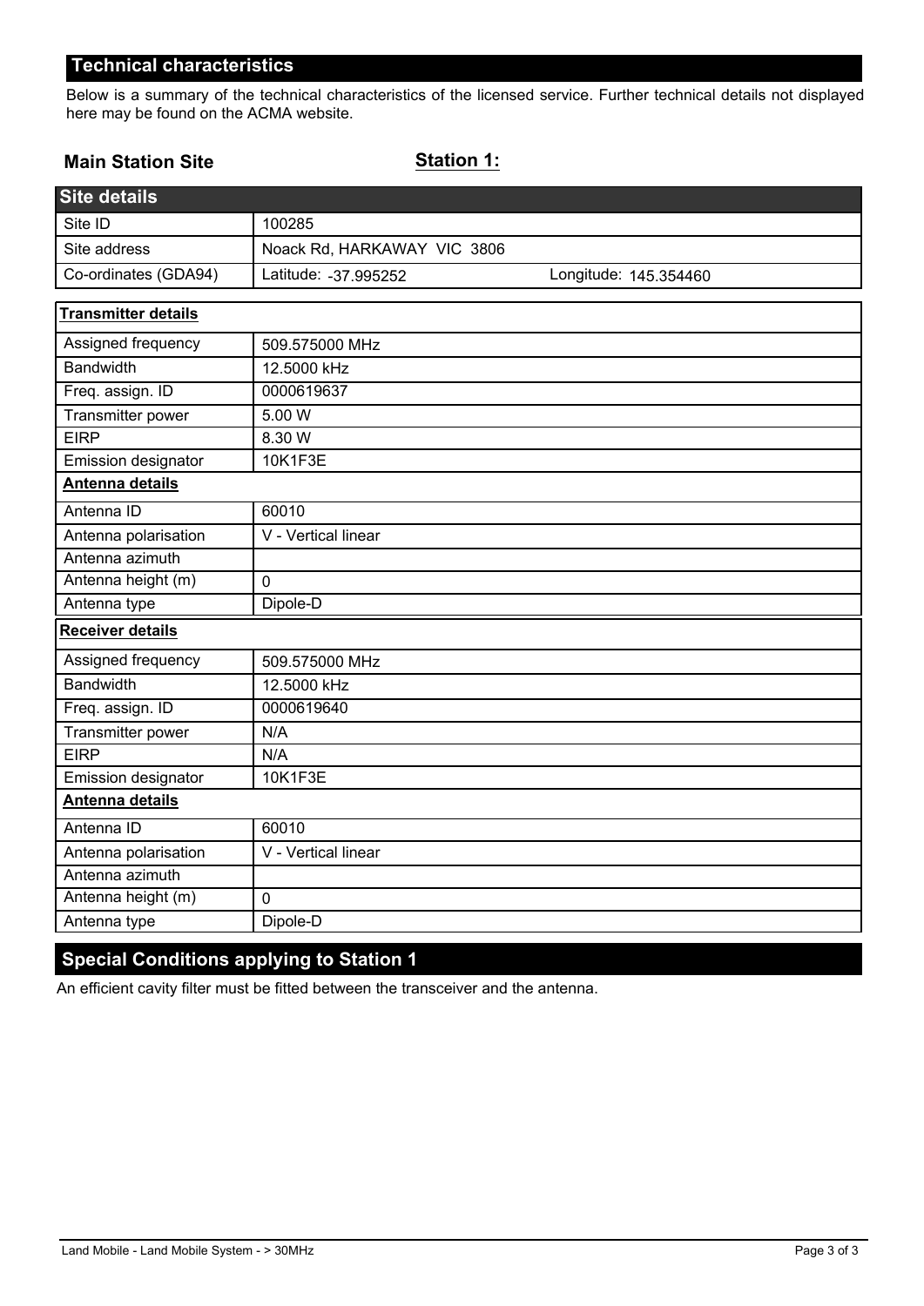## Technical characteristics

Below is a summary of the technical characteristics of the licensed service. Further technical details not displayed here may be found on the ACMA website.

**Main Station Site** **Station 1:**

| Site details | |
|---|---|
| Site ID | 100285 |
| Site address | Noack Rd, HARKAWAY VIC 3806 |
| Co-ordinates (GDA94) | Latitude: -37.995252 Longitude: 145.354460 |

| **Transmitter details** | |
|---|---|
| Assigned frequency | 509.575000 MHz |
| Bandwidth | 12.5000 kHz |
| Freq. assign. ID | 0000619637 |
| Transmitter power | 5.00 W |
| EIRP | 8.30 W |
| Emission designator | 10K1F3E |
| **Antenna details** | |
| Antenna ID | 60010 |
| Antenna polarisation | V - Vertical linear |
| Antenna azimuth | |
| Antenna height (m) | 0 |
| Antenna type | Dipole-D |

| **Receiver details** | |
|---|---|
| Assigned frequency | 509.575000 MHz |
| Bandwidth | 12.5000 kHz |
| Freq. assign. ID | 0000619640 |
| Transmitter power | N/A |
| EIRP | N/A |
| Emission designator | 10K1F3E |
| **Antenna details** | |
| Antenna ID | 60010 |
| Antenna polarisation | V - Vertical linear |
| Antenna azimuth | |
| Antenna height (m) | 0 |
| Antenna type | Dipole-D |

## Special Conditions applying to Station 1

An efficient cavity filter must be fitted between the transceiver and the antenna.